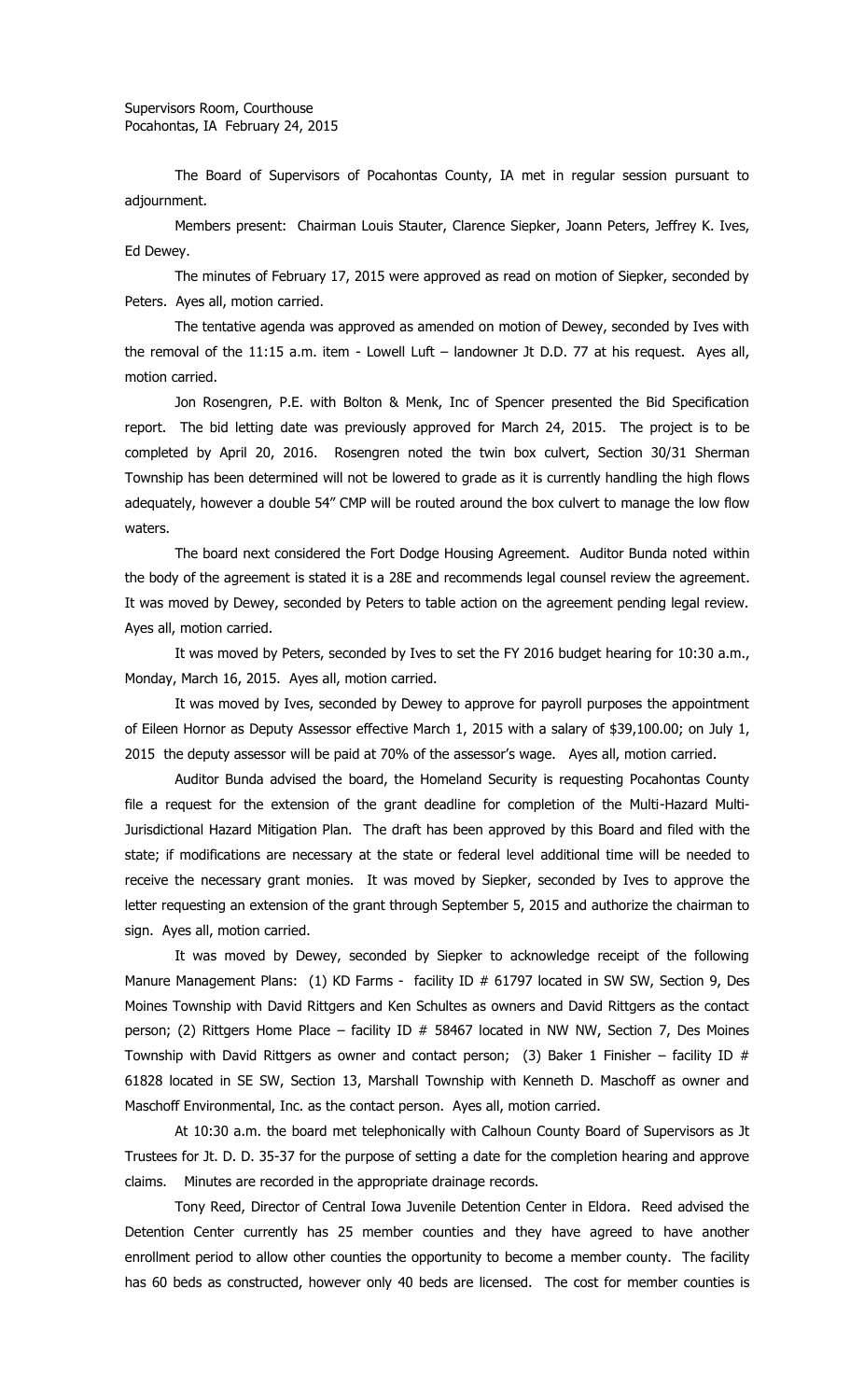Supervisors Room, Courthouse
Pocahontas, IA February 24, 2015

The Board of Supervisors of Pocahontas County, IA met in regular session pursuant to adjournment.

Members present: Chairman Louis Stauter, Clarence Siepker, Joann Peters, Jeffrey K. Ives, Ed Dewey.

The minutes of February 17, 2015 were approved as read on motion of Siepker, seconded by Peters. Ayes all, motion carried.

The tentative agenda was approved as amended on motion of Dewey, seconded by Ives with the removal of the 11:15 a.m. item - Lowell Luft – landowner Jt D.D. 77 at his request. Ayes all, motion carried.

Jon Rosengren, P.E. with Bolton & Menk, Inc of Spencer presented the Bid Specification report. The bid letting date was previously approved for March 24, 2015. The project is to be completed by April 20, 2016. Rosengren noted the twin box culvert, Section 30/31 Sherman Township has been determined will not be lowered to grade as it is currently handling the high flows adequately, however a double 54" CMP will be routed around the box culvert to manage the low flow waters.

The board next considered the Fort Dodge Housing Agreement. Auditor Bunda noted within the body of the agreement is stated it is a 28E and recommends legal counsel review the agreement. It was moved by Dewey, seconded by Peters to table action on the agreement pending legal review. Ayes all, motion carried.

It was moved by Peters, seconded by Ives to set the FY 2016 budget hearing for 10:30 a.m., Monday, March 16, 2015. Ayes all, motion carried.

It was moved by Ives, seconded by Dewey to approve for payroll purposes the appointment of Eileen Hornor as Deputy Assessor effective March 1, 2015 with a salary of $39,100.00; on July 1, 2015 the deputy assessor will be paid at 70% of the assessor's wage. Ayes all, motion carried.

Auditor Bunda advised the board, the Homeland Security is requesting Pocahontas County file a request for the extension of the grant deadline for completion of the Multi-Hazard Multi-Jurisdictional Hazard Mitigation Plan. The draft has been approved by this Board and filed with the state; if modifications are necessary at the state or federal level additional time will be needed to receive the necessary grant monies. It was moved by Siepker, seconded by Ives to approve the letter requesting an extension of the grant through September 5, 2015 and authorize the chairman to sign. Ayes all, motion carried.

It was moved by Dewey, seconded by Siepker to acknowledge receipt of the following Manure Management Plans: (1) KD Farms - facility ID # 61797 located in SW SW, Section 9, Des Moines Township with David Rittgers and Ken Schultes as owners and David Rittgers as the contact person; (2) Rittgers Home Place – facility ID # 58467 located in NW NW, Section 7, Des Moines Township with David Rittgers as owner and contact person; (3) Baker 1 Finisher – facility ID # 61828 located in SE SW, Section 13, Marshall Township with Kenneth D. Maschoff as owner and Maschoff Environmental, Inc. as the contact person. Ayes all, motion carried.

At 10:30 a.m. the board met telephonically with Calhoun County Board of Supervisors as Jt Trustees for Jt. D. D. 35-37 for the purpose of setting a date for the completion hearing and approve claims. Minutes are recorded in the appropriate drainage records.

Tony Reed, Director of Central Iowa Juvenile Detention Center in Eldora. Reed advised the Detention Center currently has 25 member counties and they have agreed to have another enrollment period to allow other counties the opportunity to become a member county. The facility has 60 beds as constructed, however only 40 beds are licensed. The cost for member counties is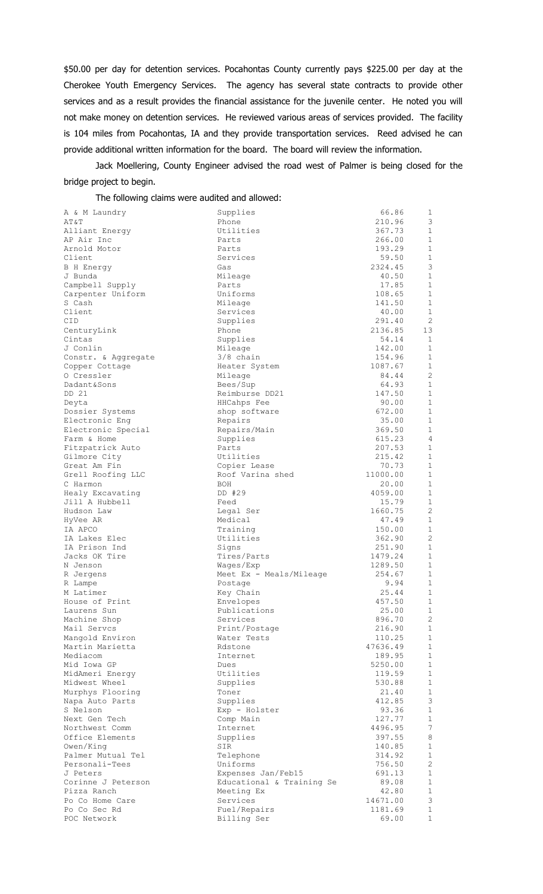$50.00 per day for detention services. Pocahontas County currently pays $225.00 per day at the Cherokee Youth Emergency Services. The agency has several state contracts to provide other services and as a result provides the financial assistance for the juvenile center. He noted you will not make money on detention services. He reviewed various areas of services provided. The facility is 104 miles from Pocahontas, IA and they provide transportation services. Reed advised he can provide additional written information for the board. The board will review the information.

Jack Moellering, County Engineer advised the road west of Palmer is being closed for the bridge project to begin.

The following claims were audited and allowed:

| | | | |
|---|---|---|---|
| A & M Laundry | Supplies | 66.86 | 1 |
| AT&T | Phone | 210.96 | 3 |
| Alliant Energy | Utilities | 367.73 | 1 |
| AP Air Inc | Parts | 266.00 | 1 |
| Arnold Motor | Parts | 193.29 | 1 |
| Client | Services | 59.50 | 1 |
| B H Energy | Gas | 2324.45 | 3 |
| J Bunda | Mileage | 40.50 | 1 |
| Campbell Supply | Parts | 17.85 | 1 |
| Carpenter Uniform | Uniforms | 108.65 | 1 |
| S Cash | Mileage | 141.50 | 1 |
| Client | Services | 40.00 | 1 |
| CID | Supplies | 291.40 | 2 |
| CenturyLink | Phone | 2136.85 | 13 |
| Cintas | Supplies | 54.14 | 1 |
| J Conlin | Mileage | 142.00 | 1 |
| Constr. & Aggregate | 3/8 chain | 154.96 | 1 |
| Copper Cottage | Heater System | 1087.67 | 1 |
| O Cressler | Mileage | 84.44 | 2 |
| Dadant&Sons | Bees/Sup | 64.93 | 1 |
| DD 21 | Reimburse DD21 | 147.50 | 1 |
| Deyta | HHCahps Fee | 90.00 | 1 |
| Dossier Systems | shop software | 672.00 | 1 |
| Electronic Eng | Repairs | 35.00 | 1 |
| Electronic Special | Repairs/Main | 369.50 | 1 |
| Farm & Home | Supplies | 615.23 | 4 |
| Fitzpatrick Auto | Parts | 207.53 | 1 |
| Gilmore City | Utilities | 215.42 | 1 |
| Great Am Fin | Copier Lease | 70.73 | 1 |
| Grell Roofing LLC | Roof Varina shed | 11000.00 | 1 |
| C Harmon | BOH | 20.00 | 1 |
| Healy Excavating | DD #29 | 4059.00 | 1 |
| Jill A Hubbell | Feed | 15.79 | 1 |
| Hudson Law | Legal Ser | 1660.75 | 2 |
| HyVee AR | Medical | 47.49 | 1 |
| IA APCO | Training | 150.00 | 1 |
| IA Lakes Elec | Utilities | 362.90 | 2 |
| IA Prison Ind | Signs | 251.90 | 1 |
| Jacks OK Tire | Tires/Parts | 1479.24 | 1 |
| N Jenson | Wages/Exp | 1289.50 | 1 |
| R Jergens | Meet Ex - Meals/Mileage | 254.67 | 1 |
| R Lampe | Postage | 9.94 | 1 |
| M Latimer | Key Chain | 25.44 | 1 |
| House of Print | Envelopes | 457.50 | 1 |
| Laurens Sun | Publications | 25.00 | 1 |
| Machine Shop | Services | 896.70 | 2 |
| Mail Servcs | Print/Postage | 216.90 | 1 |
| Mangold Environ | Water Tests | 110.25 | 1 |
| Martin Marietta | Rdstone | 47636.49 | 1 |
| Mediacom | Internet | 189.95 | 1 |
| Mid Iowa GP | Dues | 5250.00 | 1 |
| MidAmeri Energy | Utilities | 119.59 | 1 |
| Midwest Wheel | Supplies | 530.88 | 1 |
| Murphys Flooring | Toner | 21.40 | 1 |
| Napa Auto Parts | Supplies | 412.85 | 3 |
| S Nelson | Exp - Holster | 93.36 | 1 |
| Next Gen Tech | Comp Main | 127.77 | 1 |
| Northwest Comm | Internet | 4496.95 | 7 |
| Office Elements | Supplies | 397.55 | 8 |
| Owen/King | SIR | 140.85 | 1 |
| Palmer Mutual Tel | Telephone | 314.92 | 1 |
| Personali-Tees | Uniforms | 756.50 | 2 |
| J Peters | Expenses Jan/Feb15 | 691.13 | 1 |
| Corinne J Peterson | Educational & Training Se | 89.08 | 1 |
| Pizza Ranch | Meeting Ex | 42.80 | 1 |
| Po Co Home Care | Services | 14671.00 | 3 |
| Po Co Sec Rd | Fuel/Repairs | 1181.69 | 1 |
| POC Network | Billing Ser | 69.00 | 1 |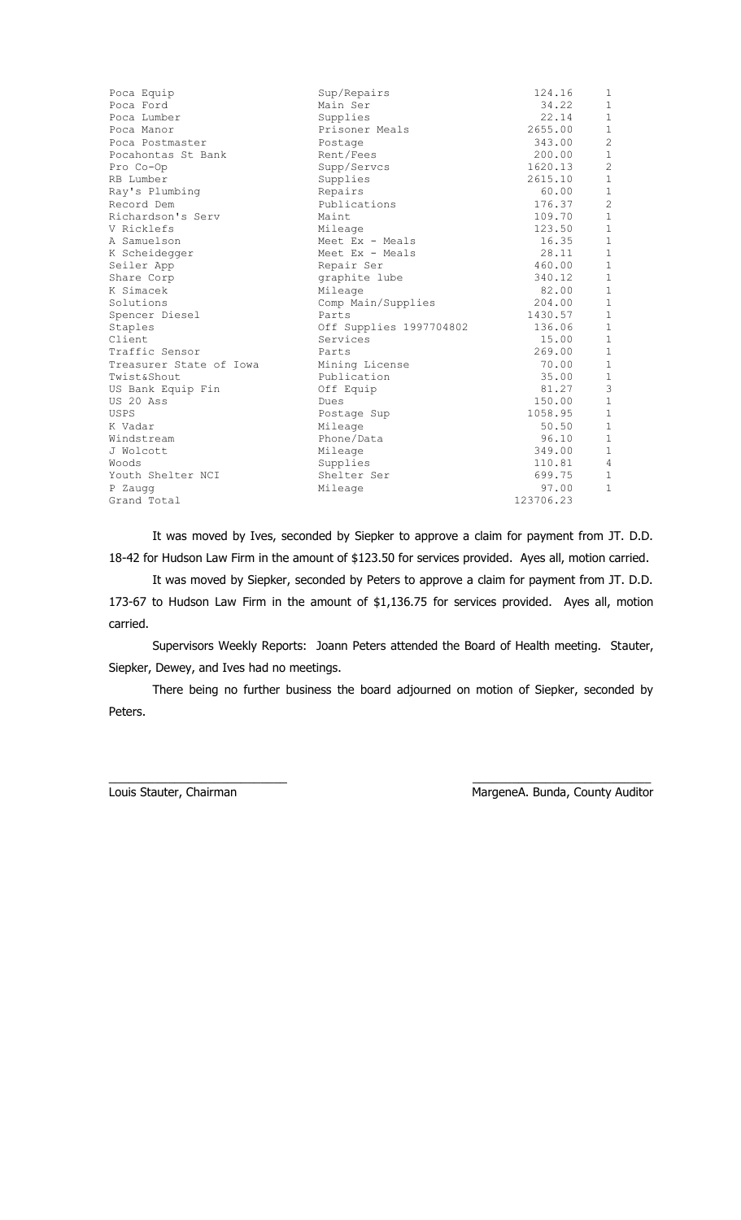| | | | |
|---|---|---|---|
| Poca Equip | Sup/Repairs | 124.16 | 1 |
| Poca Ford | Main Ser | 34.22 | 1 |
| Poca Lumber | Supplies | 22.14 | 1 |
| Poca Manor | Prisoner Meals | 2655.00 | 1 |
| Poca Postmaster | Postage | 343.00 | 2 |
| Pocahontas St Bank | Rent/Fees | 200.00 | 1 |
| Pro Co-Op | Supp/Servcs | 1620.13 | 2 |
| RB Lumber | Supplies | 2615.10 | 1 |
| Ray's Plumbing | Repairs | 60.00 | 1 |
| Record Dem | Publications | 176.37 | 2 |
| Richardson's Serv | Maint | 109.70 | 1 |
| V Ricklefs | Mileage | 123.50 | 1 |
| A Samuelson | Meet Ex - Meals | 16.35 | 1 |
| K Scheidegger | Meet Ex - Meals | 28.11 | 1 |
| Seiler App | Repair Ser | 460.00 | 1 |
| Share Corp | graphite lube | 340.12 | 1 |
| K Simacek | Mileage | 82.00 | 1 |
| Solutions | Comp Main/Supplies | 204.00 | 1 |
| Spencer Diesel | Parts | 1430.57 | 1 |
| Staples | Off Supplies 1997704802 | 136.06 | 1 |
| Client | Services | 15.00 | 1 |
| Traffic Sensor | Parts | 269.00 | 1 |
| Treasurer State of Iowa | Mining License | 70.00 | 1 |
| Twist&Shout | Publication | 35.00 | 1 |
| US Bank Equip Fin | Off Equip | 81.27 | 3 |
| US 20 Ass | Dues | 150.00 | 1 |
| USPS | Postage Sup | 1058.95 | 1 |
| K Vadar | Mileage | 50.50 | 1 |
| Windstream | Phone/Data | 96.10 | 1 |
| J Wolcott | Mileage | 349.00 | 1 |
| Woods | Supplies | 110.81 | 4 |
| Youth Shelter NCI | Shelter Ser | 699.75 | 1 |
| P Zaugg | Mileage | 97.00 | 1 |
| Grand Total | | 123706.23 | |

It was moved by Ives, seconded by Siepker to approve a claim for payment from JT. D.D. 18-42 for Hudson Law Firm in the amount of $123.50 for services provided. Ayes all, motion carried.

It was moved by Siepker, seconded by Peters to approve a claim for payment from JT. D.D. 173-67 to Hudson Law Firm in the amount of $1,136.75 for services provided. Ayes all, motion carried.

Supervisors Weekly Reports: Joann Peters attended the Board of Health meeting. Stauter, Siepker, Dewey, and Ives had no meetings.

There being no further business the board adjourned on motion of Siepker, seconded by Peters.

\_\_\_\_\_\_\_\_\_\_\_\_\_\_\_\_\_\_\_\_\_\_\_\_\_\_\_
Louis Stauter, Chairman

\_\_\_\_\_\_\_\_\_\_\_\_\_\_\_\_\_\_\_\_\_\_\_\_\_\_\_
MargeneA. Bunda, County Auditor